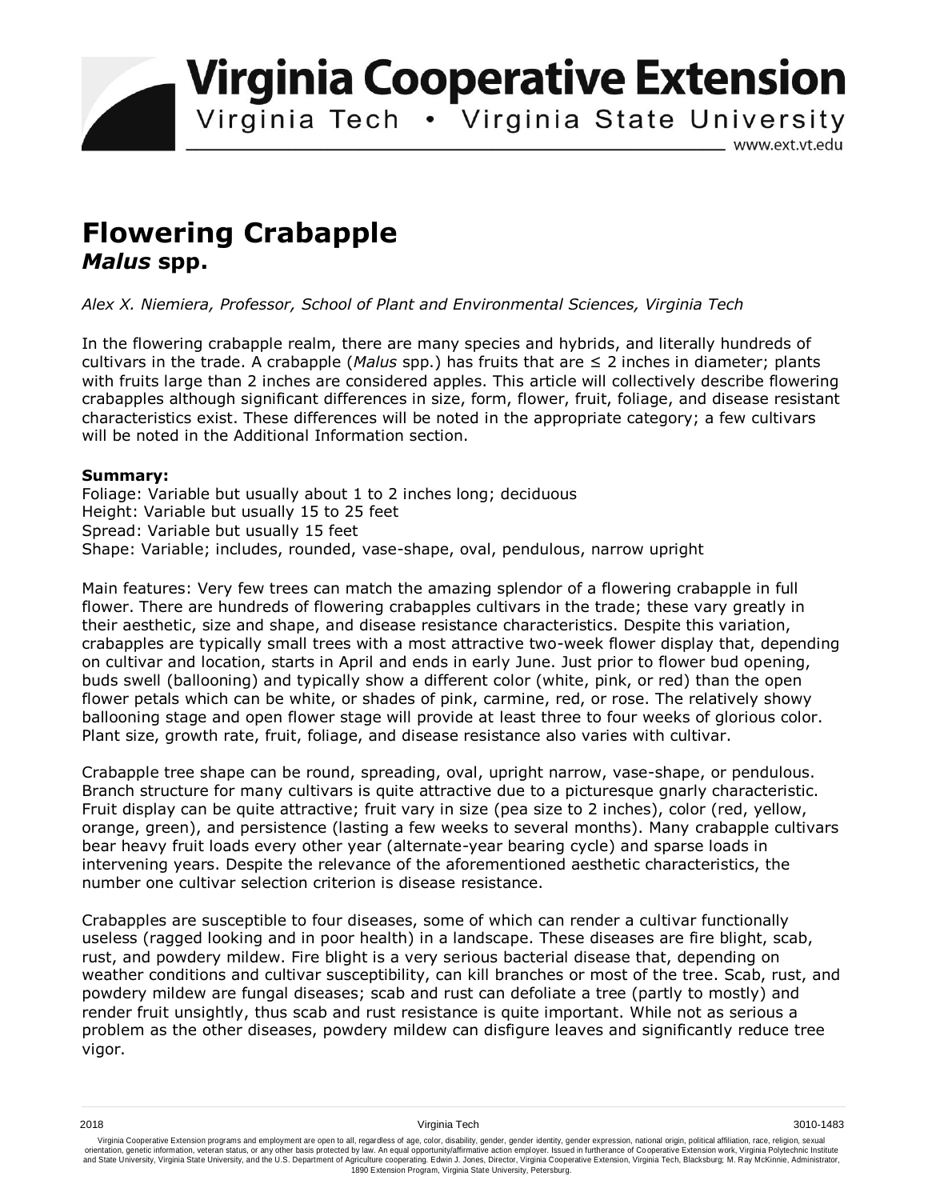# Virginia Cooperative Extension

Virginia Tech • Virginia State University

www.ext.vt.edu

# Flowering Crabapple
## *Malus* spp.

*Alex X. Niemiera, Professor, School of Plant and Environmental Sciences, Virginia Tech*

In the flowering crabapple realm, there are many species and hybrids, and literally hundreds of cultivars in the trade. A crabapple (*Malus* spp.) has fruits that are ≤ 2 inches in diameter; plants with fruits large than 2 inches are considered apples. This article will collectively describe flowering crabapples although significant differences in size, form, flower, fruit, foliage, and disease resistant characteristics exist. These differences will be noted in the appropriate category; a few cultivars will be noted in the Additional Information section.

**Summary:**
Foliage: Variable but usually about 1 to 2 inches long; deciduous
Height: Variable but usually 15 to 25 feet
Spread: Variable but usually 15 feet
Shape: Variable; includes, rounded, vase-shape, oval, pendulous, narrow upright

Main features: Very few trees can match the amazing splendor of a flowering crabapple in full flower. There are hundreds of flowering crabapples cultivars in the trade; these vary greatly in their aesthetic, size and shape, and disease resistance characteristics. Despite this variation, crabapples are typically small trees with a most attractive two-week flower display that, depending on cultivar and location, starts in April and ends in early June. Just prior to flower bud opening, buds swell (ballooning) and typically show a different color (white, pink, or red) than the open flower petals which can be white, or shades of pink, carmine, red, or rose. The relatively showy ballooning stage and open flower stage will provide at least three to four weeks of glorious color. Plant size, growth rate, fruit, foliage, and disease resistance also varies with cultivar.

Crabapple tree shape can be round, spreading, oval, upright narrow, vase-shape, or pendulous. Branch structure for many cultivars is quite attractive due to a picturesque gnarly characteristic. Fruit display can be quite attractive; fruit vary in size (pea size to 2 inches), color (red, yellow, orange, green), and persistence (lasting a few weeks to several months). Many crabapple cultivars bear heavy fruit loads every other year (alternate-year bearing cycle) and sparse loads in intervening years. Despite the relevance of the aforementioned aesthetic characteristics, the number one cultivar selection criterion is disease resistance.

Crabapples are susceptible to four diseases, some of which can render a cultivar functionally useless (ragged looking and in poor health) in a landscape. These diseases are fire blight, scab, rust, and powdery mildew. Fire blight is a very serious bacterial disease that, depending on weather conditions and cultivar susceptibility, can kill branches or most of the tree. Scab, rust, and powdery mildew are fungal diseases; scab and rust can defoliate a tree (partly to mostly) and render fruit unsightly, thus scab and rust resistance is quite important. While not as serious a problem as the other diseases, powdery mildew can disfigure leaves and significantly reduce tree vigor.

2018 Virginia Tech 3010-1483

Virginia Cooperative Extension programs and employment are open to all, regardless of age, color, disability, gender, gender identity, gender expression, national origin, political affiliation, race, religion, sexual orientation, genetic information, veteran status, or any other basis protected by law. An equal opportunity/affirmative action employer. Issued in furtherance of Cooperative Extension work, Virginia Polytechnic Institute and State University, Virginia State University, and the U.S. Department of Agriculture cooperating. Edwin J. Jones, Director, Virginia Cooperative Extension, Virginia Tech, Blacksburg; M. Ray McKinnie, Administrator, 1890 Extension Program, Virginia State University, Petersburg.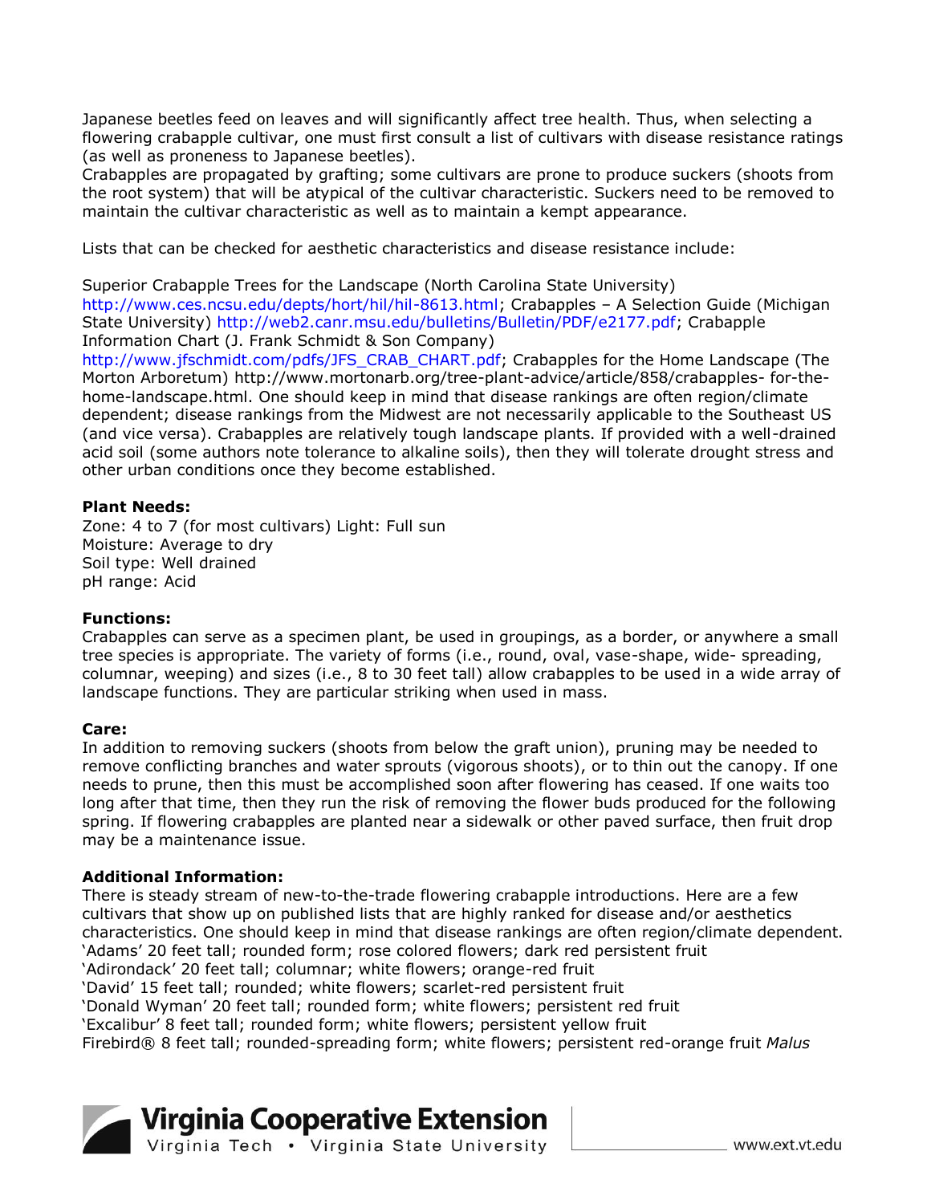Japanese beetles feed on leaves and will significantly affect tree health. Thus, when selecting a flowering crabapple cultivar, one must first consult a list of cultivars with disease resistance ratings (as well as proneness to Japanese beetles).

Crabapples are propagated by grafting; some cultivars are prone to produce suckers (shoots from the root system) that will be atypical of the cultivar characteristic. Suckers need to be removed to maintain the cultivar characteristic as well as to maintain a kempt appearance.

Lists that can be checked for aesthetic characteristics and disease resistance include:

Superior Crabapple Trees for the Landscape (North Carolina State University) http://www.ces.ncsu.edu/depts/hort/hil/hil-8613.html; Crabapples – A Selection Guide (Michigan State University) http://web2.canr.msu.edu/bulletins/Bulletin/PDF/e2177.pdf; Crabapple Information Chart (J. Frank Schmidt & Son Company) http://www.jfschmidt.com/pdfs/JFS_CRAB_CHART.pdf; Crabapples for the Home Landscape (The Morton Arboretum) http://www.mortonarb.org/tree-plant-advice/article/858/crabapples- for-the-home-landscape.html. One should keep in mind that disease rankings are often region/climate dependent; disease rankings from the Midwest are not necessarily applicable to the Southeast US (and vice versa). Crabapples are relatively tough landscape plants. If provided with a well-drained acid soil (some authors note tolerance to alkaline soils), then they will tolerate drought stress and other urban conditions once they become established.

**Plant Needs:**

Zone: 4 to 7 (for most cultivars) Light: Full sun

Moisture: Average to dry

Soil type: Well drained

pH range: Acid

**Functions:**

Crabapples can serve as a specimen plant, be used in groupings, as a border, or anywhere a small tree species is appropriate. The variety of forms (i.e., round, oval, vase-shape, wide- spreading, columnar, weeping) and sizes (i.e., 8 to 30 feet tall) allow crabapples to be used in a wide array of landscape functions. They are particular striking when used in mass.

**Care:**

In addition to removing suckers (shoots from below the graft union), pruning may be needed to remove conflicting branches and water sprouts (vigorous shoots), or to thin out the canopy. If one needs to prune, then this must be accomplished soon after flowering has ceased. If one waits too long after that time, then they run the risk of removing the flower buds produced for the following spring. If flowering crabapples are planted near a sidewalk or other paved surface, then fruit drop may be a maintenance issue.

**Additional Information:**

There is steady stream of new-to-the-trade flowering crabapple introductions. Here are a few cultivars that show up on published lists that are highly ranked for disease and/or aesthetics characteristics. One should keep in mind that disease rankings are often region/climate dependent.

'Adams' 20 feet tall; rounded form; rose colored flowers; dark red persistent fruit

'Adirondack' 20 feet tall; columnar; white flowers; orange-red fruit

'David' 15 feet tall; rounded; white flowers; scarlet-red persistent fruit

'Donald Wyman' 20 feet tall; rounded form; white flowers; persistent red fruit

'Excalibur' 8 feet tall; rounded form; white flowers; persistent yellow fruit

Firebird® 8 feet tall; rounded-spreading form; white flowers; persistent red-orange fruit *Malus*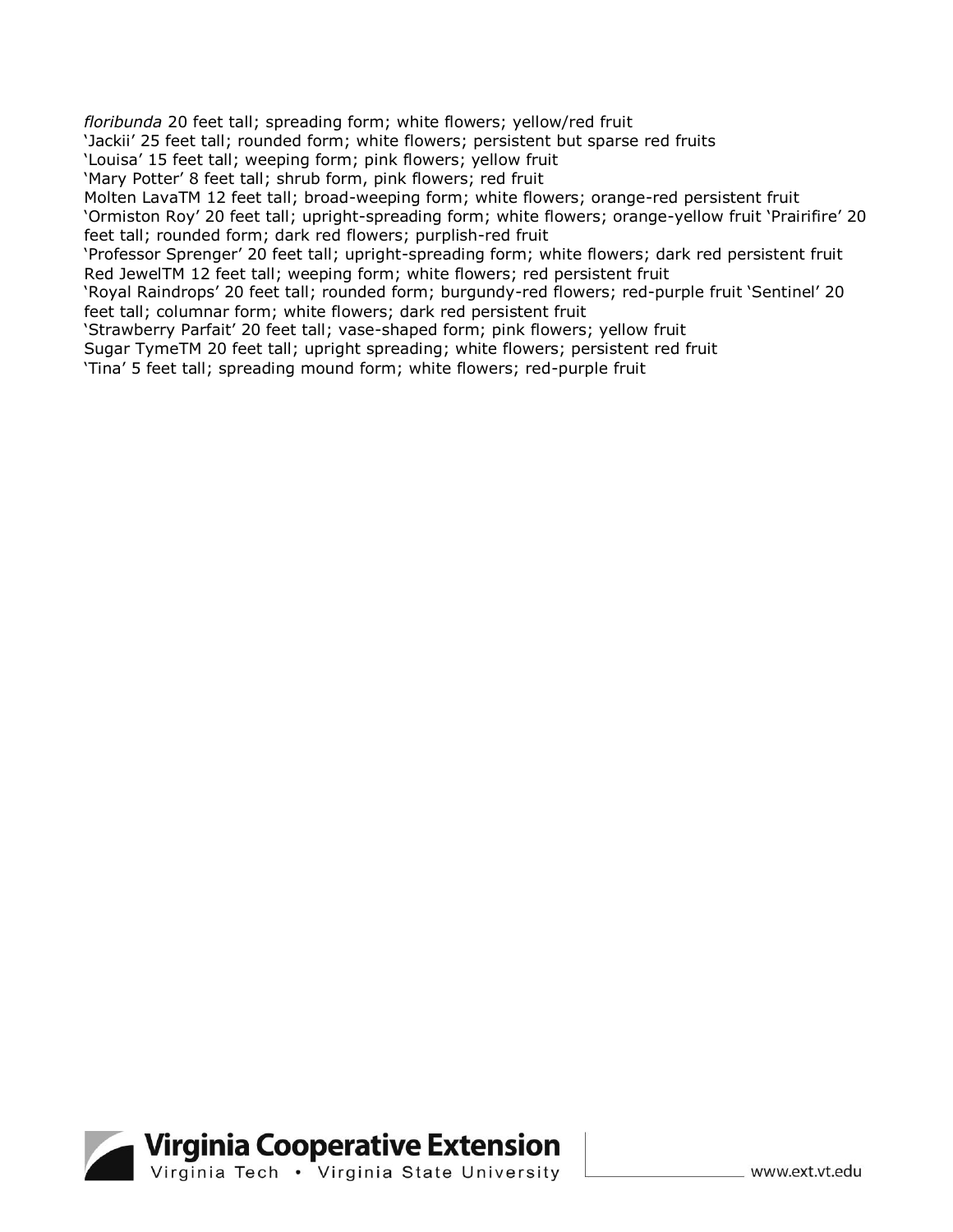*floribunda* 20 feet tall; spreading form; white flowers; yellow/red fruit
'Jackii' 25 feet tall; rounded form; white flowers; persistent but sparse red fruits
'Louisa' 15 feet tall; weeping form; pink flowers; yellow fruit
'Mary Potter' 8 feet tall; shrub form, pink flowers; red fruit
Molten LavaTM 12 feet tall; broad-weeping form; white flowers; orange-red persistent fruit
'Ormiston Roy' 20 feet tall; upright-spreading form; white flowers; orange-yellow fruit 'Prairifire' 20 feet tall; rounded form; dark red flowers; purplish-red fruit
'Professor Sprenger' 20 feet tall; upright-spreading form; white flowers; dark red persistent fruit
Red JewelTM 12 feet tall; weeping form; white flowers; red persistent fruit
'Royal Raindrops' 20 feet tall; rounded form; burgundy-red flowers; red-purple fruit 'Sentinel' 20 feet tall; columnar form; white flowers; dark red persistent fruit
'Strawberry Parfait' 20 feet tall; vase-shaped form; pink flowers; yellow fruit
Sugar TymeTM 20 feet tall; upright spreading; white flowers; persistent red fruit
'Tina' 5 feet tall; spreading mound form; white flowers; red-purple fruit